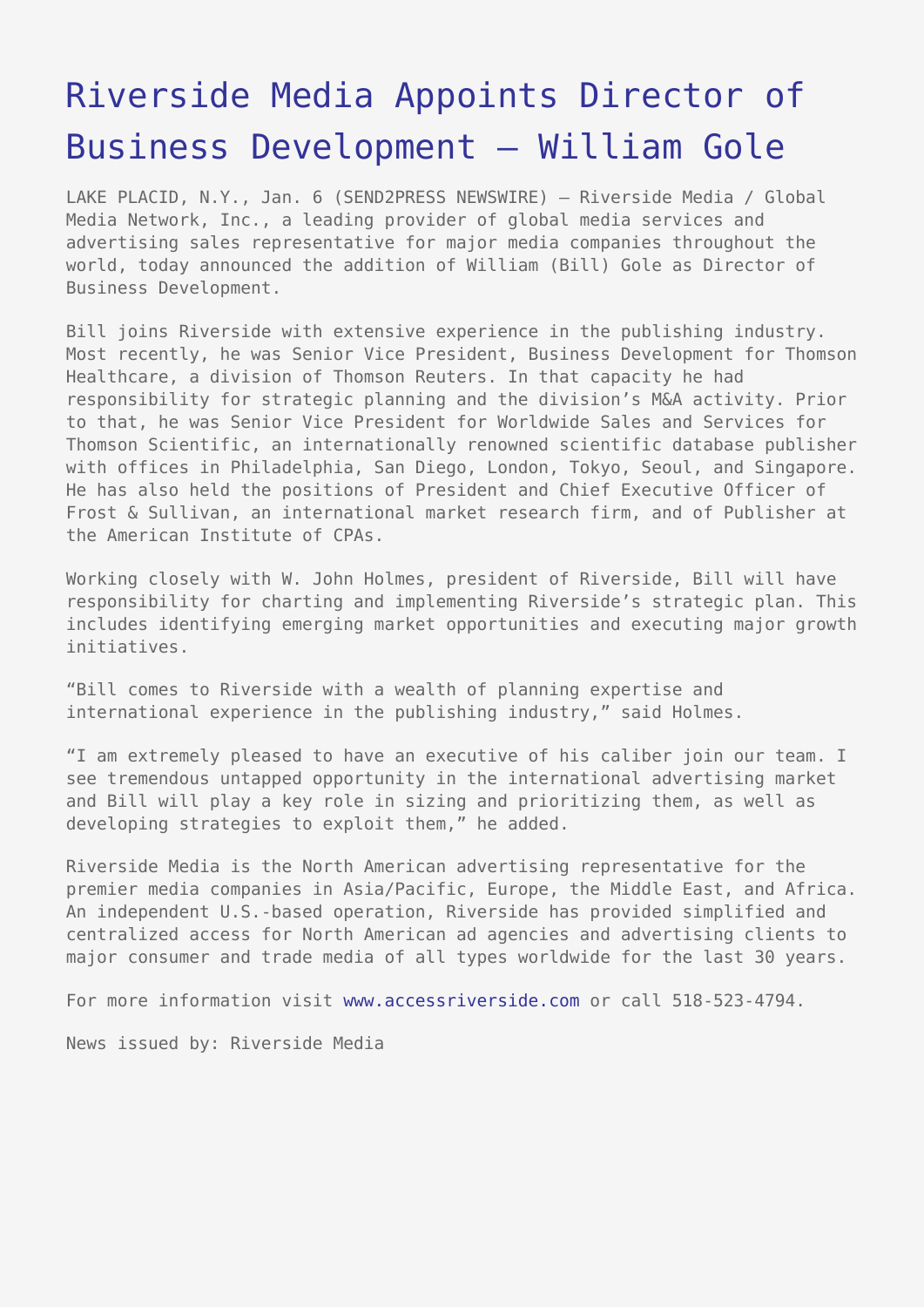# Riverside Media Appoints Director of Business Development – William Gole

LAKE PLACID, N.Y., Jan. 6 (SEND2PRESS NEWSWIRE) — Riverside Media / Global Media Network, Inc., a leading provider of global media services and advertising sales representative for major media companies throughout the world, today announced the addition of William (Bill) Gole as Director of Business Development.

Bill joins Riverside with extensive experience in the publishing industry. Most recently, he was Senior Vice President, Business Development for Thomson Healthcare, a division of Thomson Reuters. In that capacity he had responsibility for strategic planning and the division's M&A activity. Prior to that, he was Senior Vice President for Worldwide Sales and Services for Thomson Scientific, an internationally renowned scientific database publisher with offices in Philadelphia, San Diego, London, Tokyo, Seoul, and Singapore. He has also held the positions of President and Chief Executive Officer of Frost & Sullivan, an international market research firm, and of Publisher at the American Institute of CPAs.

Working closely with W. John Holmes, president of Riverside, Bill will have responsibility for charting and implementing Riverside's strategic plan. This includes identifying emerging market opportunities and executing major growth initiatives.

"Bill comes to Riverside with a wealth of planning expertise and international experience in the publishing industry," said Holmes.

"I am extremely pleased to have an executive of his caliber join our team. I see tremendous untapped opportunity in the international advertising market and Bill will play a key role in sizing and prioritizing them, as well as developing strategies to exploit them," he added.

Riverside Media is the North American advertising representative for the premier media companies in Asia/Pacific, Europe, the Middle East, and Africa. An independent U.S.-based operation, Riverside has provided simplified and centralized access for North American ad agencies and advertising clients to major consumer and trade media of all types worldwide for the last 30 years.

For more information visit www.accessriverside.com or call 518-523-4794.

News issued by: Riverside Media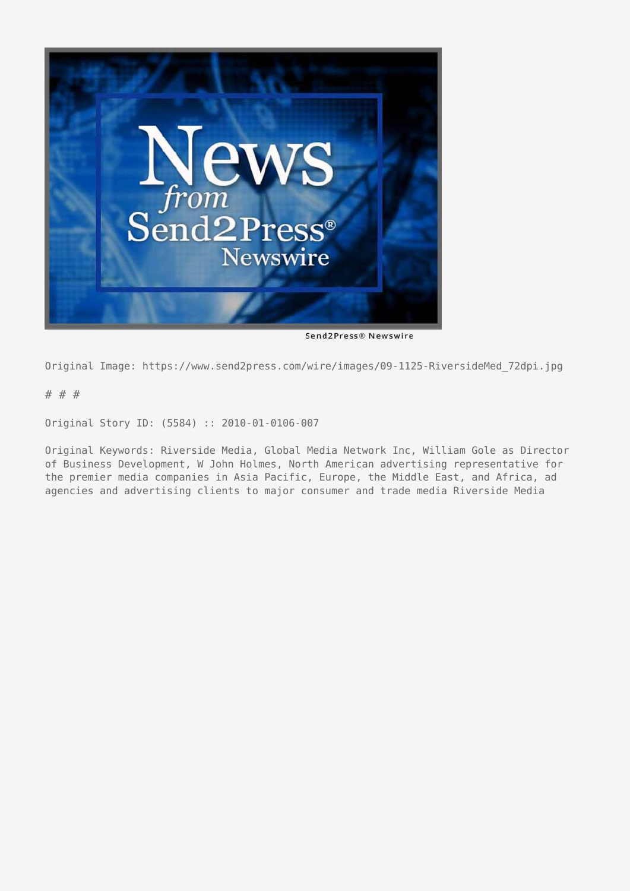Send2Press® Newswire

Original Image: https://www.send2press.com/wire/images/09-1125-RiversideMed_72dpi.jpg

# # #

Original Story ID: (5584) :: 2010-01-0106-007

Original Keywords: Riverside Media, Global Media Network Inc, William Gole as Director of Business Development, W John Holmes, North American advertising representative for the premier media companies in Asia Pacific, Europe, the Middle East, and Africa, ad agencies and advertising clients to major consumer and trade media Riverside Media